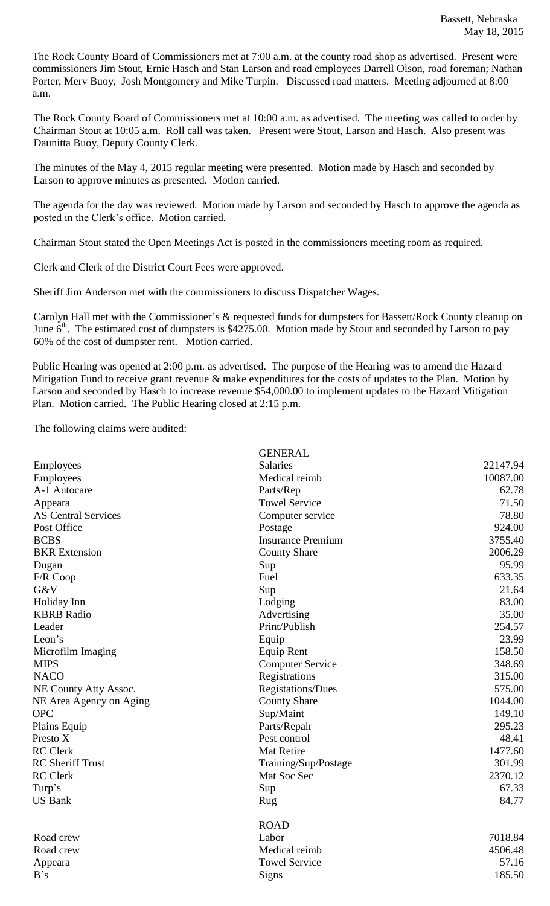Bassett, Nebraska
May 18, 2015

The Rock County Board of Commissioners met at 7:00 a.m. at the county road shop as advertised. Present were commissioners Jim Stout, Ernie Hasch and Stan Larson and road employees Darrell Olson, road foreman; Nathan Porter, Merv Buoy, Josh Montgomery and Mike Turpin. Discussed road matters. Meeting adjourned at 8:00 a.m.

The Rock County Board of Commissioners met at 10:00 a.m. as advertised. The meeting was called to order by Chairman Stout at 10:05 a.m. Roll call was taken. Present were Stout, Larson and Hasch. Also present was Daunitta Buoy, Deputy County Clerk.

The minutes of the May 4, 2015 regular meeting were presented. Motion made by Hasch and seconded by Larson to approve minutes as presented. Motion carried.

The agenda for the day was reviewed. Motion made by Larson and seconded by Hasch to approve the agenda as posted in the Clerk's office. Motion carried.

Chairman Stout stated the Open Meetings Act is posted in the commissioners meeting room as required.

Clerk and Clerk of the District Court Fees were approved.

Sheriff Jim Anderson met with the commissioners to discuss Dispatcher Wages.

Carolyn Hall met with the Commissioner's & requested funds for dumpsters for Bassett/Rock County cleanup on June 6th. The estimated cost of dumpsters is $4275.00. Motion made by Stout and seconded by Larson to pay 60% of the cost of dumpster rent. Motion carried.

Public Hearing was opened at 2:00 p.m. as advertised. The purpose of the Hearing was to amend the Hazard Mitigation Fund to receive grant revenue & make expenditures for the costs of updates to the Plan. Motion by Larson and seconded by Hasch to increase revenue $54,000.00 to implement updates to the Hazard Mitigation Plan. Motion carried. The Public Hearing closed at 2:15 p.m.

The following claims were audited:

| | GENERAL | |
|---|---|---|
| Employees | Salaries | 22147.94 |
| Employees | Medical reimb | 10087.00 |
| A-1 Autocare | Parts/Rep | 62.78 |
| Appeara | Towel Service | 71.50 |
| AS Central Services | Computer service | 78.80 |
| Post Office | Postage | 924.00 |
| BCBS | Insurance Premium | 3755.40 |
| BKR Extension | County Share | 2006.29 |
| Dugan | Sup | 95.99 |
| F/R Coop | Fuel | 633.35 |
| G&V | Sup | 21.64 |
| Holiday Inn | Lodging | 83.00 |
| KBRB Radio | Advertising | 35.00 |
| Leader | Print/Publish | 254.57 |
| Leon's | Equip | 23.99 |
| Microfilm Imaging | Equip Rent | 158.50 |
| MIPS | Computer Service | 348.69 |
| NACO | Registrations | 315.00 |
| NE County Atty Assoc. | Registations/Dues | 575.00 |
| NE Area Agency on Aging | County Share | 1044.00 |
| OPC | Sup/Maint | 149.10 |
| Plains Equip | Parts/Repair | 295.23 |
| Presto X | Pest control | 48.41 |
| RC Clerk | Mat Retire | 1477.60 |
| RC Sheriff Trust | Training/Sup/Postage | 301.99 |
| RC Clerk | Mat Soc Sec | 2370.12 |
| Turp's | Sup | 67.33 |
| US Bank | Rug | 84.77 |
| | ROAD | |
| Road crew | Labor | 7018.84 |
| Road crew | Medical reimb | 4506.48 |
| Appeara | Towel Service | 57.16 |
| B's | Signs | 185.50 |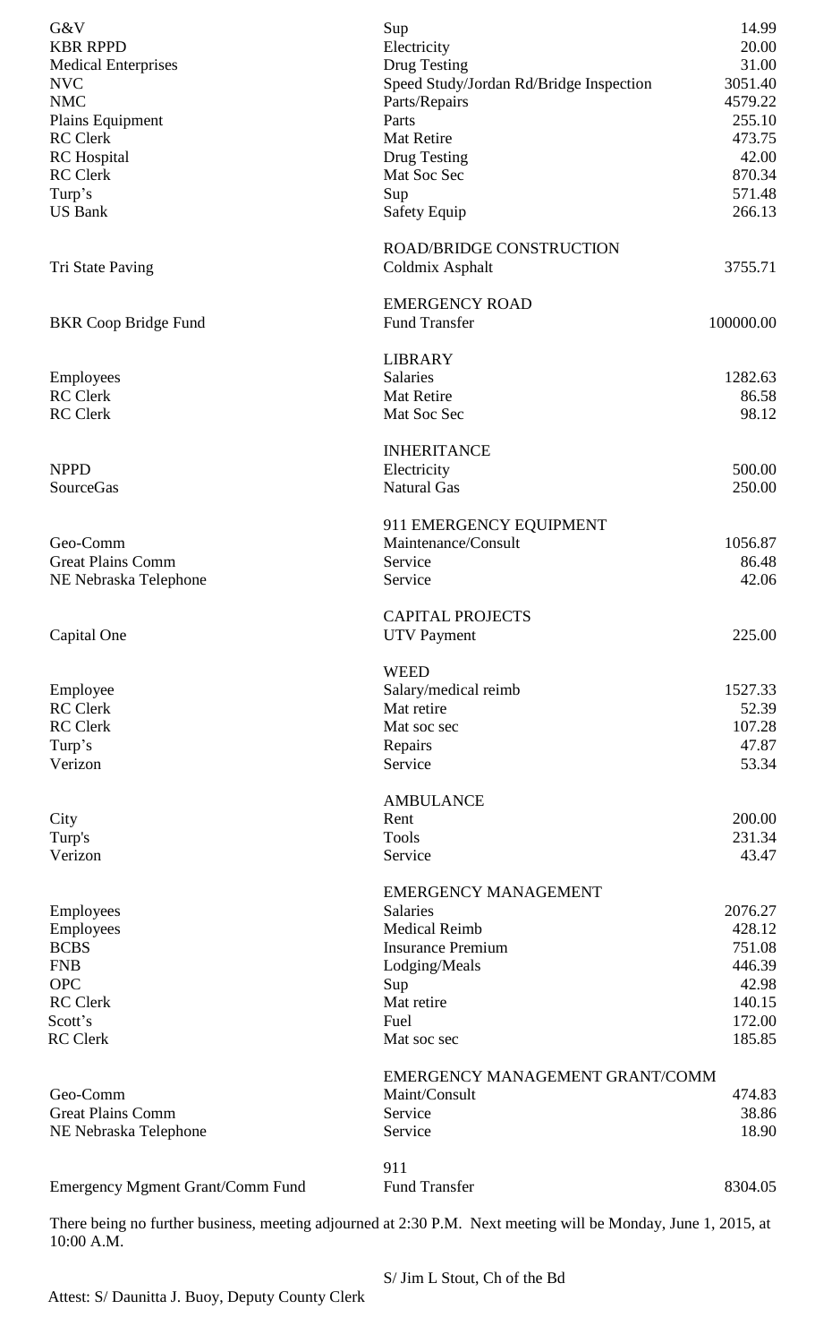| | | |
|---|---|---|
| G&V | Sup | 14.99 |
| KBR RPPD | Electricity | 20.00 |
| Medical Enterprises | Drug Testing | 31.00 |
| NVC | Speed Study/Jordan Rd/Bridge Inspection | 3051.40 |
| NMC | Parts/Repairs | 4579.22 |
| Plains Equipment | Parts | 255.10 |
| RC Clerk | Mat Retire | 473.75 |
| RC Hospital | Drug Testing | 42.00 |
| RC Clerk | Mat Soc Sec | 870.34 |
| Turp's | Sup | 571.48 |
| US Bank | Safety Equip | 266.13 |
| | ROAD/BRIDGE CONSTRUCTION | |
| Tri State Paving | Coldmix Asphalt | 3755.71 |
| | EMERGENCY ROAD | |
| BKR Coop Bridge Fund | Fund Transfer | 100000.00 |
| | LIBRARY | |
| Employees | Salaries | 1282.63 |
| RC Clerk | Mat Retire | 86.58 |
| RC Clerk | Mat Soc Sec | 98.12 |
| | INHERITANCE | |
| NPPD | Electricity | 500.00 |
| SourceGas | Natural Gas | 250.00 |
| | 911 EMERGENCY EQUIPMENT | |
| Geo-Comm | Maintenance/Consult | 1056.87 |
| Great Plains Comm | Service | 86.48 |
| NE Nebraska Telephone | Service | 42.06 |
| | CAPITAL PROJECTS | |
| Capital One | UTV Payment | 225.00 |
| | WEED | |
| Employee | Salary/medical reimb | 1527.33 |
| RC Clerk | Mat retire | 52.39 |
| RC Clerk | Mat soc sec | 107.28 |
| Turp's | Repairs | 47.87 |
| Verizon | Service | 53.34 |
| | AMBULANCE | |
| City | Rent | 200.00 |
| Turp's | Tools | 231.34 |
| Verizon | Service | 43.47 |
| | EMERGENCY MANAGEMENT | |
| Employees | Salaries | 2076.27 |
| Employees | Medical Reimb | 428.12 |
| BCBS | Insurance Premium | 751.08 |
| FNB | Lodging/Meals | 446.39 |
| OPC | Sup | 42.98 |
| RC Clerk | Mat retire | 140.15 |
| Scott's | Fuel | 172.00 |
| RC Clerk | Mat soc sec | 185.85 |
| | EMERGENCY MANAGEMENT GRANT/COMM | |
| Geo-Comm | Maint/Consult | 474.83 |
| Great Plains Comm | Service | 38.86 |
| NE Nebraska Telephone | Service | 18.90 |
| | 911 | |
| Emergency Mgment Grant/Comm Fund | Fund Transfer | 8304.05 |

There being no further business, meeting adjourned at 2:30 P.M. Next meeting will be Monday, June 1, 2015, at 10:00 A.M.

S/ Jim L Stout, Ch of the Bd

Attest: S/ Daunitta J. Buoy, Deputy County Clerk